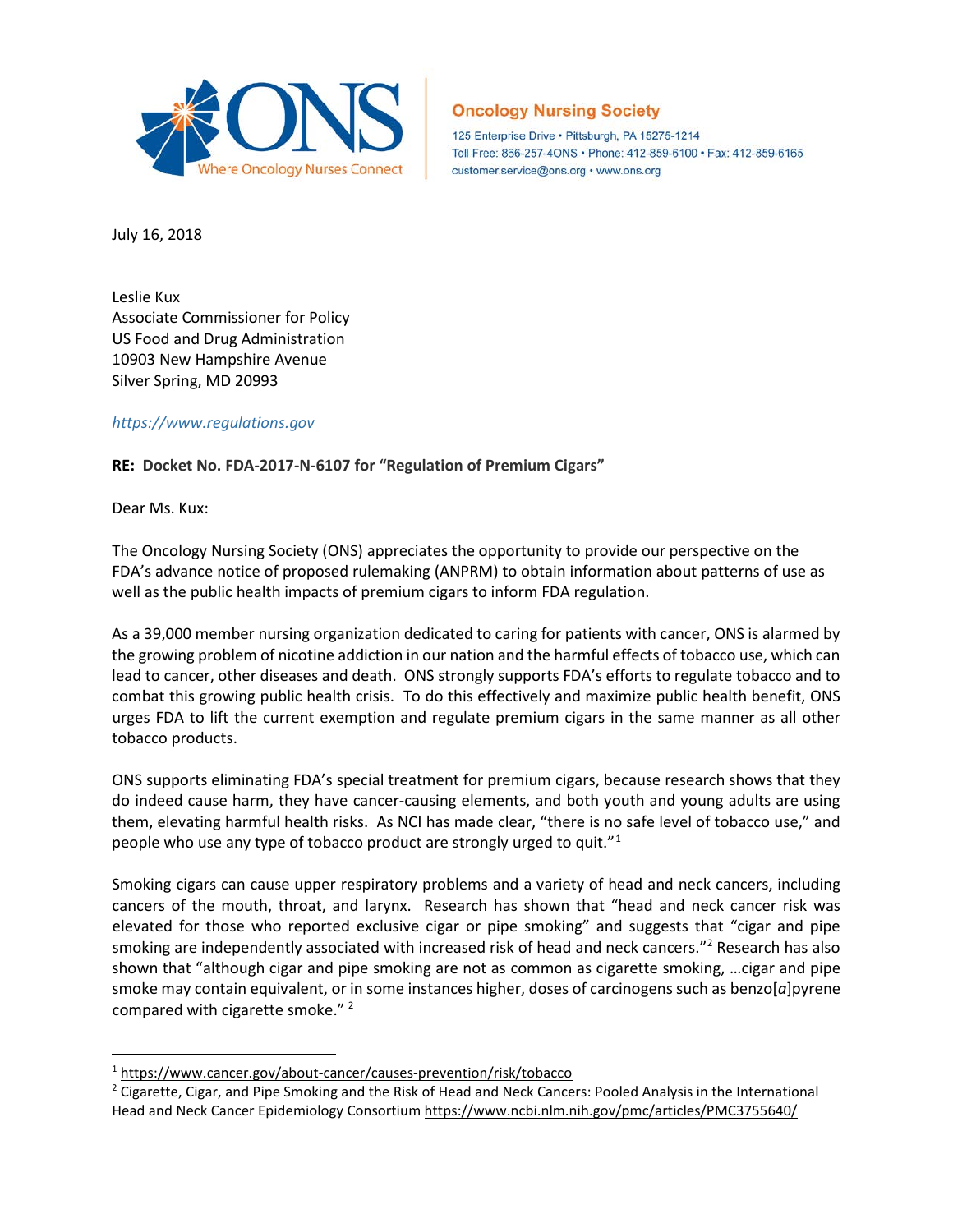**Oncology Nursing Society**

125 Enterprise Drive • Pittsburgh, PA 15275-1214
Toll Free: 866-257-4ONS • Phone: 412-859-6100 • Fax: 412-859-6165
customer.service@ons.org • www.ons.org

July 16, 2018

Leslie Kux
Associate Commissioner for Policy
US Food and Drug Administration
10903 New Hampshire Avenue
Silver Spring, MD 20993

*https://www.regulations.gov*

**RE: Docket No. FDA-2017-N-6107 for "Regulation of Premium Cigars"**

Dear Ms. Kux:

The Oncology Nursing Society (ONS) appreciates the opportunity to provide our perspective on the FDA's advance notice of proposed rulemaking (ANPRM) to obtain information about patterns of use as well as the public health impacts of premium cigars to inform FDA regulation.

As a 39,000 member nursing organization dedicated to caring for patients with cancer, ONS is alarmed by the growing problem of nicotine addiction in our nation and the harmful effects of tobacco use, which can lead to cancer, other diseases and death. ONS strongly supports FDA's efforts to regulate tobacco and to combat this growing public health crisis. To do this effectively and maximize public health benefit, ONS urges FDA to lift the current exemption and regulate premium cigars in the same manner as all other tobacco products.

ONS supports eliminating FDA's special treatment for premium cigars, because research shows that they do indeed cause harm, they have cancer-causing elements, and both youth and young adults are using them, elevating harmful health risks. As NCI has made clear, "there is no safe level of tobacco use," and people who use any type of tobacco product are strongly urged to quit."[1]

Smoking cigars can cause upper respiratory problems and a variety of head and neck cancers, including cancers of the mouth, throat, and larynx. Research has shown that "head and neck cancer risk was elevated for those who reported exclusive cigar or pipe smoking" and suggests that "cigar and pipe smoking are independently associated with increased risk of head and neck cancers."[2] Research has also shown that "although cigar and pipe smoking are not as common as cigarette smoking, …cigar and pipe smoke may contain equivalent, or in some instances higher, doses of carcinogens such as benzo[*a*]pyrene compared with cigarette smoke." [2]

---

[1] https://www.cancer.gov/about-cancer/causes-prevention/risk/tobacco

[2] Cigarette, Cigar, and Pipe Smoking and the Risk of Head and Neck Cancers: Pooled Analysis in the International Head and Neck Cancer Epidemiology Consortium https://www.ncbi.nlm.nih.gov/pmc/articles/PMC3755640/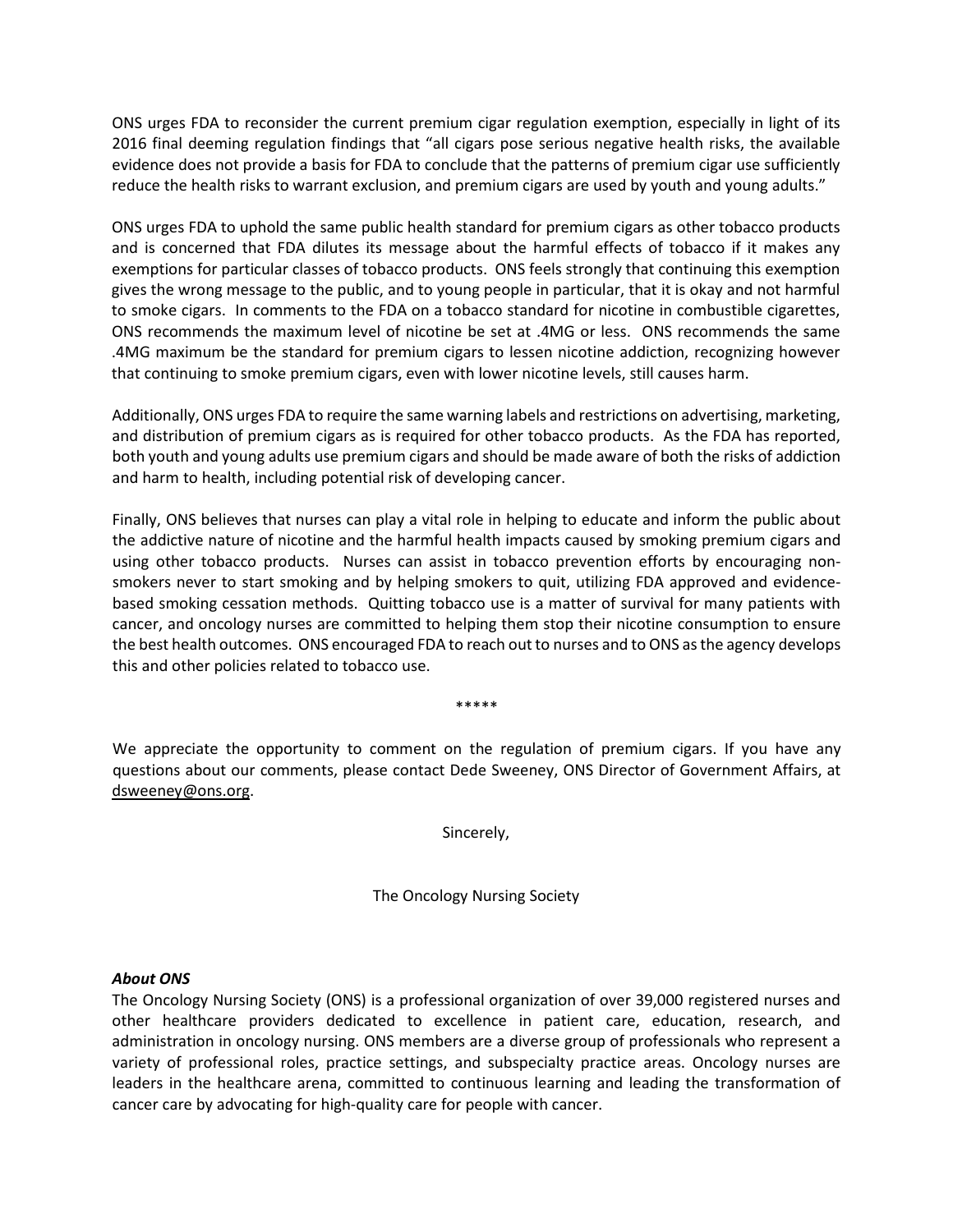ONS urges FDA to reconsider the current premium cigar regulation exemption, especially in light of its 2016 final deeming regulation findings that "all cigars pose serious negative health risks, the available evidence does not provide a basis for FDA to conclude that the patterns of premium cigar use sufficiently reduce the health risks to warrant exclusion, and premium cigars are used by youth and young adults."

ONS urges FDA to uphold the same public health standard for premium cigars as other tobacco products and is concerned that FDA dilutes its message about the harmful effects of tobacco if it makes any exemptions for particular classes of tobacco products. ONS feels strongly that continuing this exemption gives the wrong message to the public, and to young people in particular, that it is okay and not harmful to smoke cigars. In comments to the FDA on a tobacco standard for nicotine in combustible cigarettes, ONS recommends the maximum level of nicotine be set at .4MG or less. ONS recommends the same .4MG maximum be the standard for premium cigars to lessen nicotine addiction, recognizing however that continuing to smoke premium cigars, even with lower nicotine levels, still causes harm.

Additionally, ONS urges FDA to require the same warning labels and restrictions on advertising, marketing, and distribution of premium cigars as is required for other tobacco products. As the FDA has reported, both youth and young adults use premium cigars and should be made aware of both the risks of addiction and harm to health, including potential risk of developing cancer.

Finally, ONS believes that nurses can play a vital role in helping to educate and inform the public about the addictive nature of nicotine and the harmful health impacts caused by smoking premium cigars and using other tobacco products. Nurses can assist in tobacco prevention efforts by encouraging non-smokers never to start smoking and by helping smokers to quit, utilizing FDA approved and evidence-based smoking cessation methods. Quitting tobacco use is a matter of survival for many patients with cancer, and oncology nurses are committed to helping them stop their nicotine consumption to ensure the best health outcomes. ONS encouraged FDA to reach out to nurses and to ONS as the agency develops this and other policies related to tobacco use.

*****

We appreciate the opportunity to comment on the regulation of premium cigars. If you have any questions about our comments, please contact Dede Sweeney, ONS Director of Government Affairs, at dsweeney@ons.org.

Sincerely,

The Oncology Nursing Society

***About ONS***

The Oncology Nursing Society (ONS) is a professional organization of over 39,000 registered nurses and other healthcare providers dedicated to excellence in patient care, education, research, and administration in oncology nursing. ONS members are a diverse group of professionals who represent a variety of professional roles, practice settings, and subspecialty practice areas. Oncology nurses are leaders in the healthcare arena, committed to continuous learning and leading the transformation of cancer care by advocating for high-quality care for people with cancer.